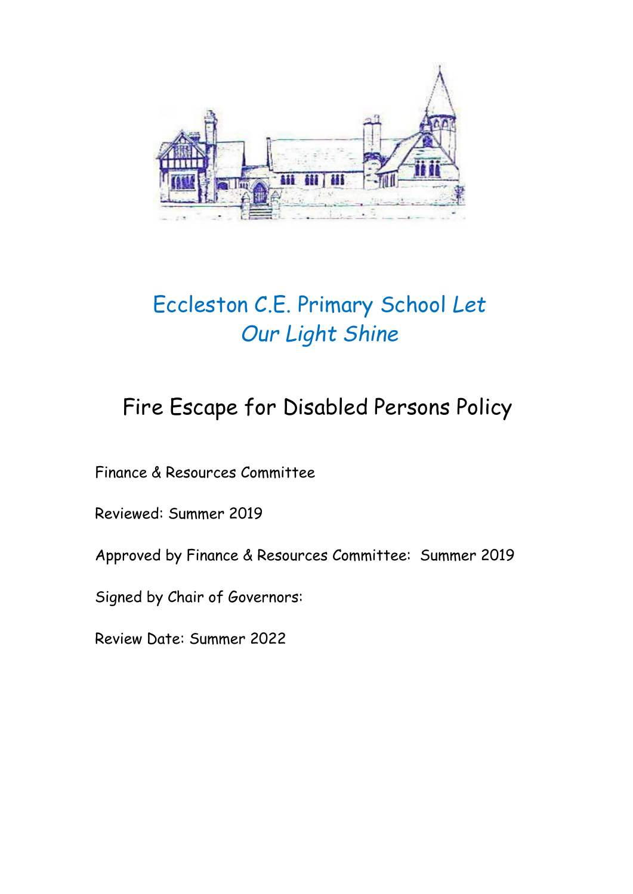# Eccleston C.E. Primary School *Let Our Light Shine*

## Fire Escape for Disabled Persons Policy

Finance & Resources Committee

Reviewed: Summer 2019

Approved by Finance & Resources Committee: Summer 2019

Signed by Chair of Governors:

Review Date: Summer 2022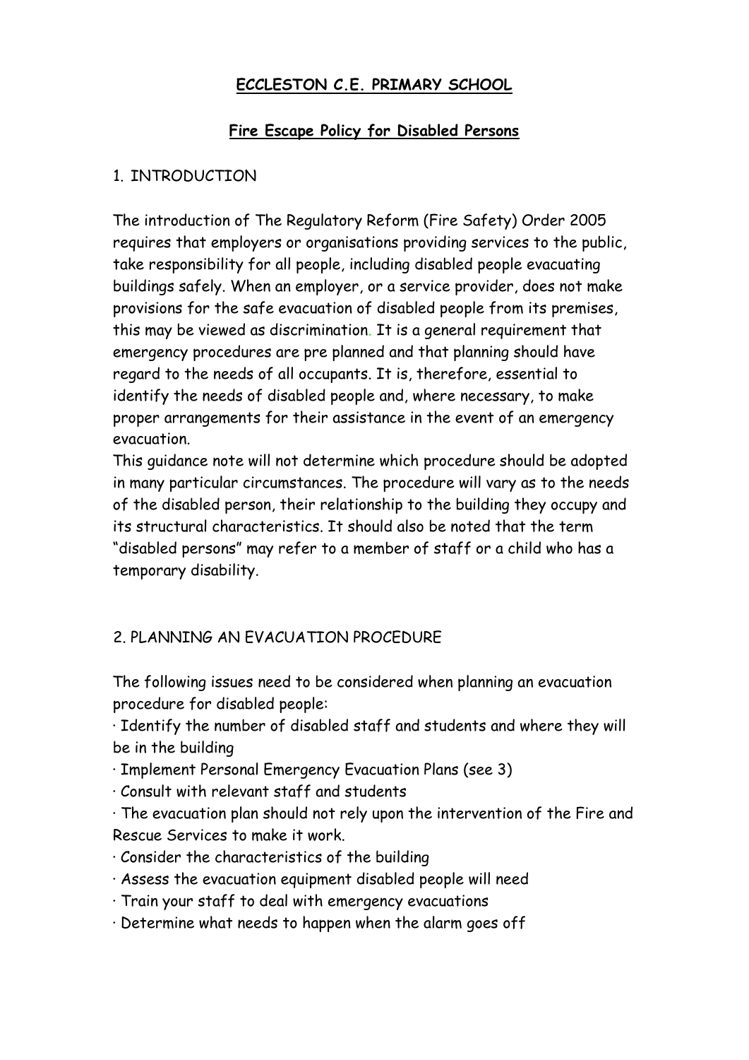**ECCLESTON C.E. PRIMARY SCHOOL**

**Fire Escape Policy for Disabled Persons**

## 1. INTRODUCTION

The introduction of The Regulatory Reform (Fire Safety) Order 2005 requires that employers or organisations providing services to the public, take responsibility for all people, including disabled people evacuating buildings safely. When an employer, or a service provider, does not make provisions for the safe evacuation of disabled people from its premises, this may be viewed as discrimination. It is a general requirement that emergency procedures are pre planned and that planning should have regard to the needs of all occupants. It is, therefore, essential to identify the needs of disabled people and, where necessary, to make proper arrangements for their assistance in the event of an emergency evacuation.

This guidance note will not determine which procedure should be adopted in many particular circumstances. The procedure will vary as to the needs of the disabled person, their relationship to the building they occupy and its structural characteristics. It should also be noted that the term "disabled persons" may refer to a member of staff or a child who has a temporary disability.

## 2. PLANNING AN EVACUATION PROCEDURE

The following issues need to be considered when planning an evacuation procedure for disabled people:

- Identify the number of disabled staff and students and where they will be in the building
- Implement Personal Emergency Evacuation Plans (see 3)
- Consult with relevant staff and students
- The evacuation plan should not rely upon the intervention of the Fire and Rescue Services to make it work.
- Consider the characteristics of the building
- Assess the evacuation equipment disabled people will need
- Train your staff to deal with emergency evacuations
- Determine what needs to happen when the alarm goes off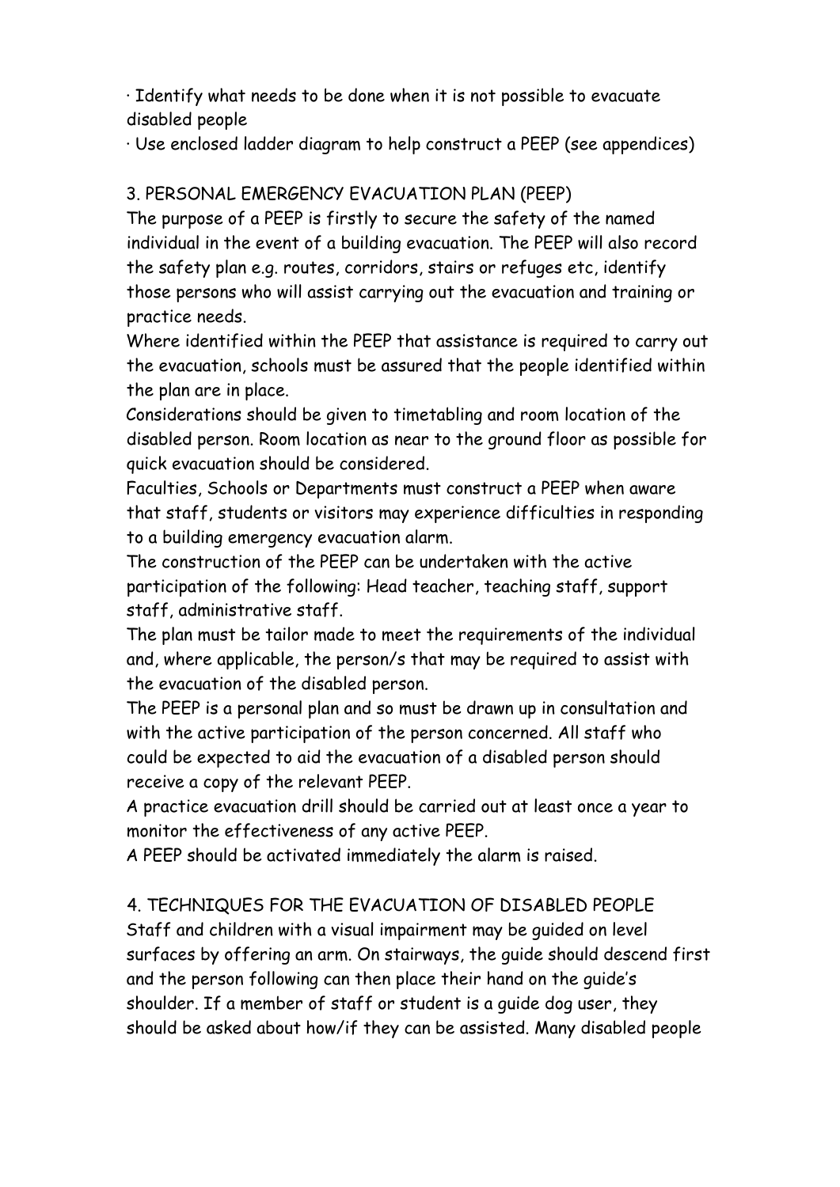· Identify what needs to be done when it is not possible to evacuate disabled people

· Use enclosed ladder diagram to help construct a PEEP (see appendices)

## 3. PERSONAL EMERGENCY EVACUATION PLAN (PEEP)

The purpose of a PEEP is firstly to secure the safety of the named individual in the event of a building evacuation. The PEEP will also record the safety plan e.g. routes, corridors, stairs or refuges etc, identify those persons who will assist carrying out the evacuation and training or practice needs.

Where identified within the PEEP that assistance is required to carry out the evacuation, schools must be assured that the people identified within the plan are in place.

Considerations should be given to timetabling and room location of the disabled person. Room location as near to the ground floor as possible for quick evacuation should be considered.

Faculties, Schools or Departments must construct a PEEP when aware that staff, students or visitors may experience difficulties in responding to a building emergency evacuation alarm.

The construction of the PEEP can be undertaken with the active participation of the following: Head teacher, teaching staff, support staff, administrative staff.

The plan must be tailor made to meet the requirements of the individual and, where applicable, the person/s that may be required to assist with the evacuation of the disabled person.

The PEEP is a personal plan and so must be drawn up in consultation and with the active participation of the person concerned. All staff who could be expected to aid the evacuation of a disabled person should receive a copy of the relevant PEEP.

A practice evacuation drill should be carried out at least once a year to monitor the effectiveness of any active PEEP.

A PEEP should be activated immediately the alarm is raised.

## 4. TECHNIQUES FOR THE EVACUATION OF DISABLED PEOPLE

Staff and children with a visual impairment may be guided on level surfaces by offering an arm. On stairways, the guide should descend first and the person following can then place their hand on the guide's shoulder. If a member of staff or student is a guide dog user, they should be asked about how/if they can be assisted. Many disabled people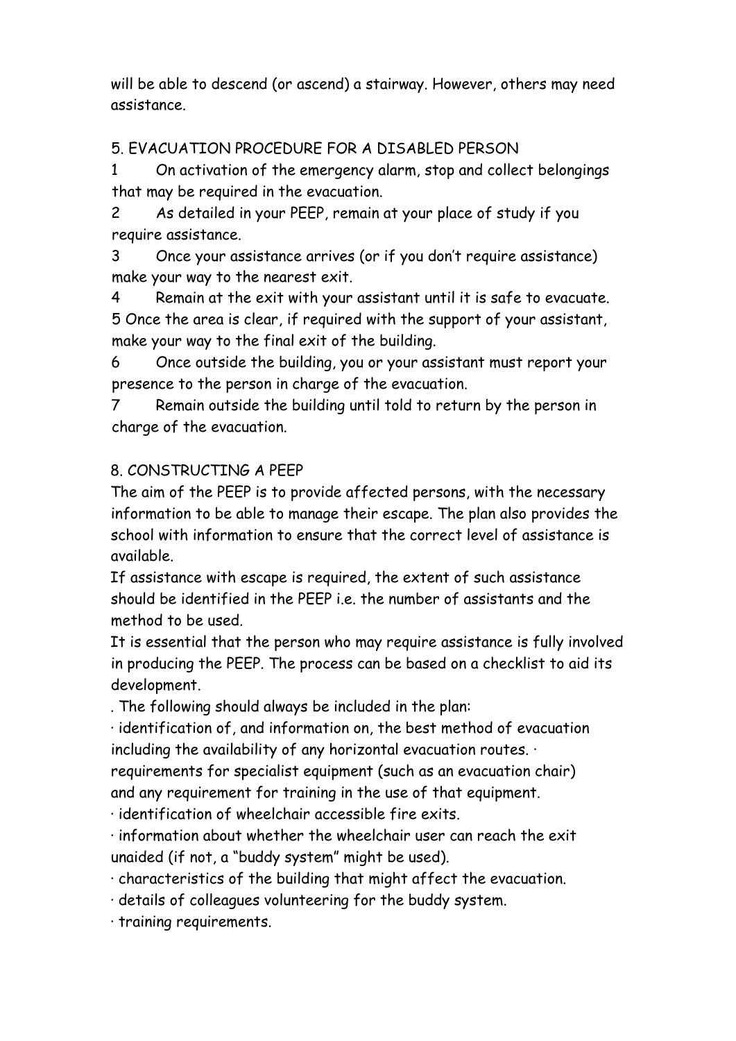will be able to descend (or ascend) a stairway. However, others may need assistance.

## 5. EVACUATION PROCEDURE FOR A DISABLED PERSON

1. On activation of the emergency alarm, stop and collect belongings that may be required in the evacuation.
2. As detailed in your PEEP, remain at your place of study if you require assistance.
3. Once your assistance arrives (or if you don't require assistance) make your way to the nearest exit.
4. Remain at the exit with your assistant until it is safe to evacuate.
5. Once the area is clear, if required with the support of your assistant, make your way to the final exit of the building.
6. Once outside the building, you or your assistant must report your presence to the person in charge of the evacuation.
7. Remain outside the building until told to return by the person in charge of the evacuation.

## 8. CONSTRUCTING A PEEP

The aim of the PEEP is to provide affected persons, with the necessary information to be able to manage their escape. The plan also provides the school with information to ensure that the correct level of assistance is available.

If assistance with escape is required, the extent of such assistance should be identified in the PEEP i.e. the number of assistants and the method to be used.

It is essential that the person who may require assistance is fully involved in producing the PEEP. The process can be based on a checklist to aid its development.

. The following should always be included in the plan:

- identification of, and information on, the best method of evacuation including the availability of any horizontal evacuation routes.
- requirements for specialist equipment (such as an evacuation chair) and any requirement for training in the use of that equipment.
- identification of wheelchair accessible fire exits.
- information about whether the wheelchair user can reach the exit unaided (if not, a "buddy system" might be used).
- characteristics of the building that might affect the evacuation.
- details of colleagues volunteering for the buddy system.
- training requirements.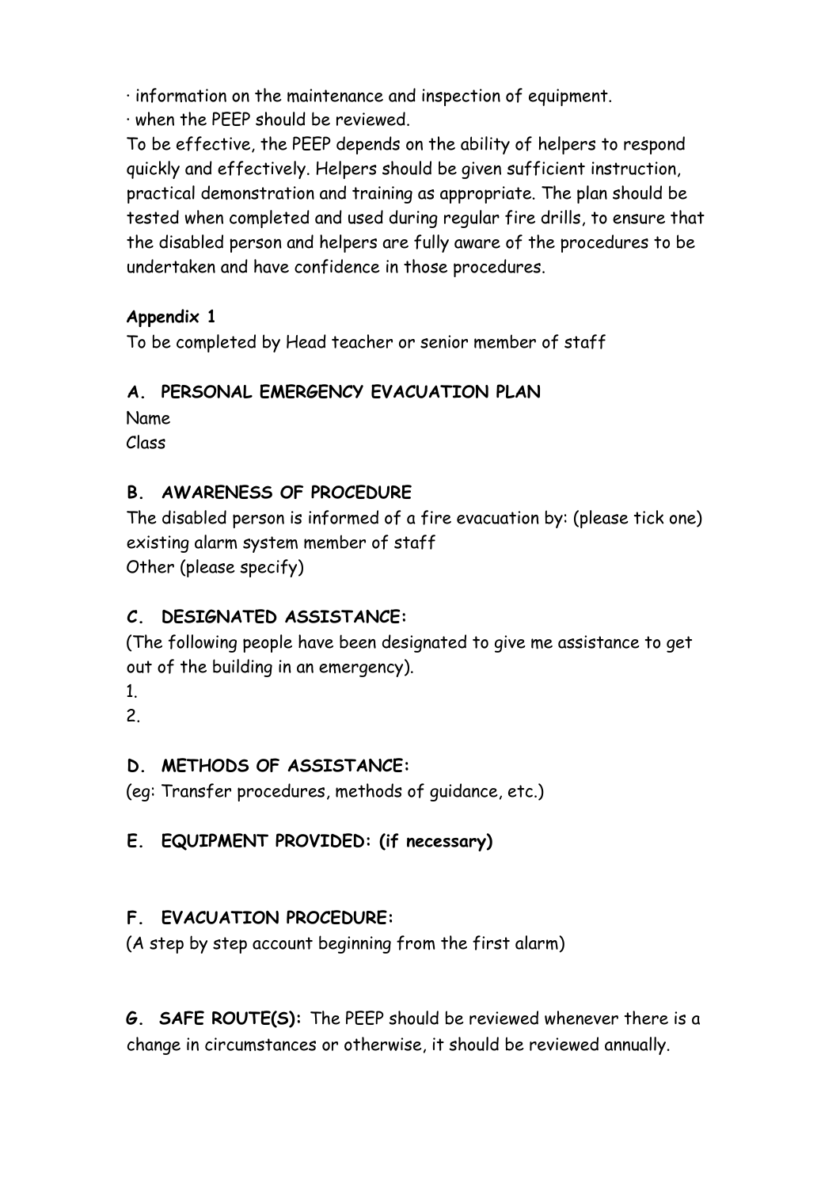· information on the maintenance and inspection of equipment.

· when the PEEP should be reviewed.

To be effective, the PEEP depends on the ability of helpers to respond quickly and effectively. Helpers should be given sufficient instruction, practical demonstration and training as appropriate. The plan should be tested when completed and used during regular fire drills, to ensure that the disabled person and helpers are fully aware of the procedures to be undertaken and have confidence in those procedures.

**Appendix 1**

To be completed by Head teacher or senior member of staff

**A. PERSONAL EMERGENCY EVACUATION PLAN**

Name

Class

**B. AWARENESS OF PROCEDURE**

The disabled person is informed of a fire evacuation by: (please tick one)

existing alarm system member of staff

Other (please specify)

**C. DESIGNATED ASSISTANCE:**

(The following people have been designated to give me assistance to get out of the building in an emergency).

1.

2.

**D. METHODS OF ASSISTANCE:**

(eg: Transfer procedures, methods of guidance, etc.)

**E. EQUIPMENT PROVIDED: (if necessary)**

**F. EVACUATION PROCEDURE:**

(A step by step account beginning from the first alarm)

**G. SAFE ROUTE(S):** The PEEP should be reviewed whenever there is a change in circumstances or otherwise, it should be reviewed annually.